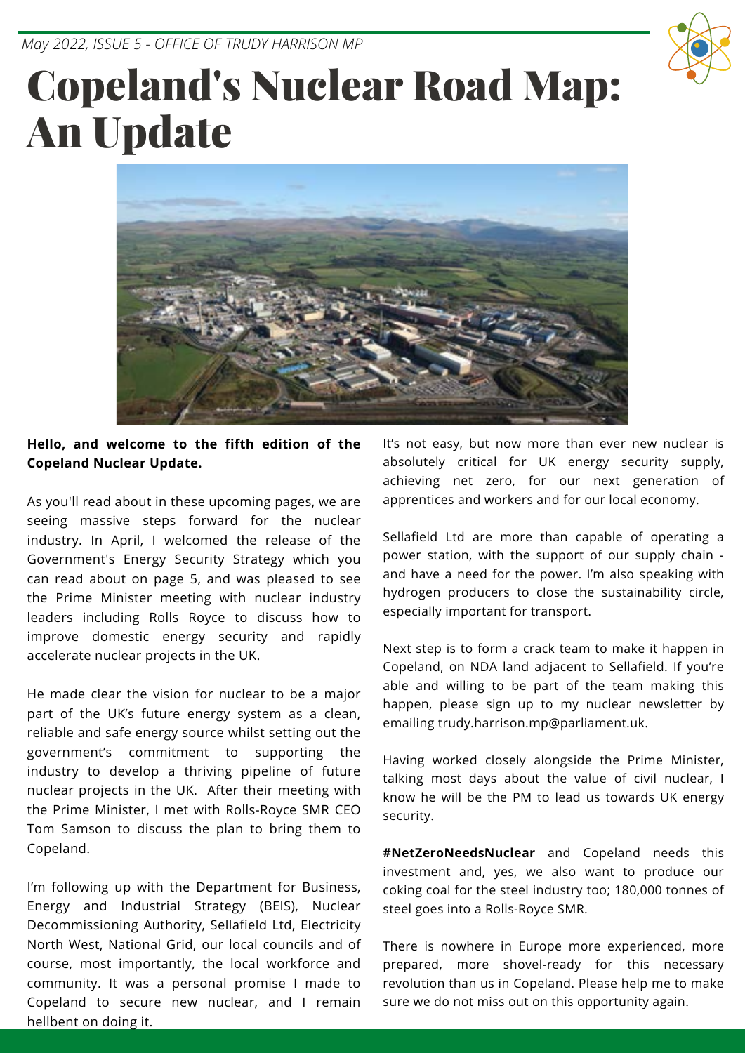*May 2022, ISSUE 5 - OFFICE OF TRUDY HARRISON MP*

# Copeland's Nuclear Road Map: An Update

**Hello, and welcome to the fifth edition of the Copeland Nuclear Update.**

As you'll read about in these upcoming pages, we are seeing massive steps forward for the nuclear industry. In April, I welcomed the release of the Government's Energy Security Strategy which you can read about on page 5, and was pleased to see the Prime Minister meeting with nuclear industry leaders including Rolls Royce to discuss how to improve domestic energy security and rapidly accelerate nuclear projects in the UK.

He made clear the vision for nuclear to be a major part of the UK's future energy system as a clean, reliable and safe energy source whilst setting out the government's commitment to supporting the industry to develop a thriving pipeline of future nuclear projects in the UK. After their meeting with the Prime Minister, I met with Rolls-Royce SMR CEO Tom Samson to discuss the plan to bring them to Copeland.

I'm following up with the Department for Business, Energy and Industrial Strategy (BEIS), Nuclear Decommissioning Authority, Sellafield Ltd, Electricity North West, National Grid, our local councils and of course, most importantly, the local workforce and community. It was a personal promise I made to Copeland to secure new nuclear, and I remain hellbent on doing it.

It's not easy, but now more than ever new nuclear is absolutely critical for UK energy security supply, achieving net zero, for our next generation of apprentices and workers and for our local economy.

Sellafield Ltd are more than capable of operating a power station, with the support of our supply chain - and have a need for the power. I'm also speaking with hydrogen producers to close the sustainability circle, especially important for transport.

Next step is to form a crack team to make it happen in Copeland, on NDA land adjacent to Sellafield. If you're able and willing to be part of the team making this happen, please sign up to my nuclear newsletter by emailing trudy.harrison.mp@parliament.uk.

Having worked closely alongside the Prime Minister, talking most days about the value of civil nuclear, I know he will be the PM to lead us towards UK energy security.

**#NetZeroNeedsNuclear** and Copeland needs this investment and, yes, we also want to produce our coking coal for the steel industry too; 180,000 tonnes of steel goes into a Rolls-Royce SMR.

There is nowhere in Europe more experienced, more prepared, more shovel-ready for this necessary revolution than us in Copeland. Please help me to make sure we do not miss out on this opportunity again.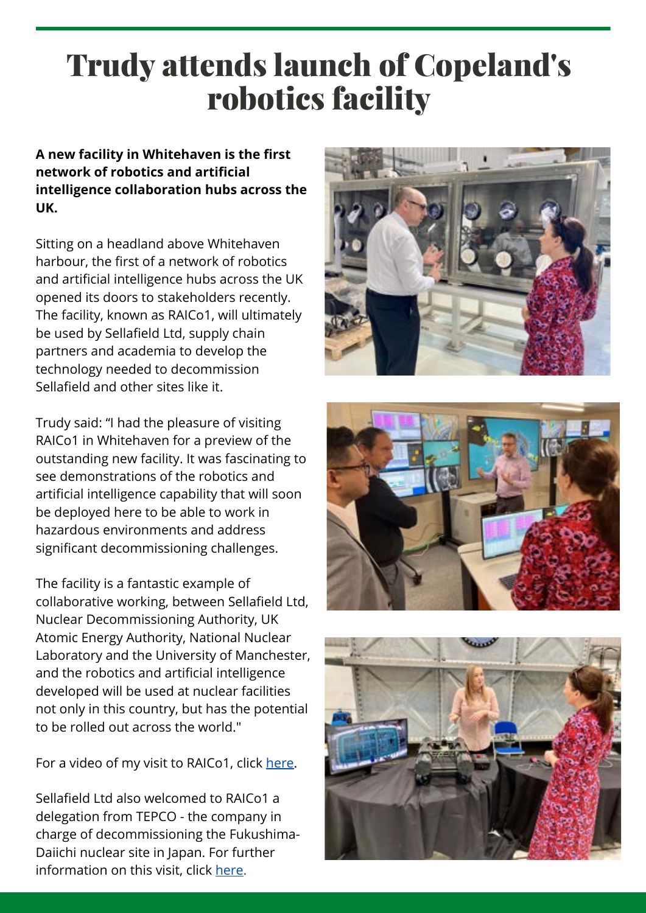# Trudy attends launch of Copeland's robotics facility

**A new facility in Whitehaven is the first network of robotics and artificial intelligence collaboration hubs across the UK.**

Sitting on a headland above Whitehaven harbour, the first of a network of robotics and artificial intelligence hubs across the UK opened its doors to stakeholders recently. The facility, known as RAICo1, will ultimately be used by Sellafield Ltd, supply chain partners and academia to develop the technology needed to decommission Sellafield and other sites like it.

Trudy said: "I had the pleasure of visiting RAICo1 in Whitehaven for a preview of the outstanding new facility. It was fascinating to see demonstrations of the robotics and artificial intelligence capability that will soon be deployed here to be able to work in hazardous environments and address significant decommissioning challenges.

The facility is a fantastic example of collaborative working, between Sellafield Ltd, Nuclear Decommissioning Authority, UK Atomic Energy Authority, National Nuclear Laboratory and the University of Manchester, and the robotics and artificial intelligence developed will be used at nuclear facilities not only in this country, but has the potential to be rolled out across the world."

For a video of my visit to RAICo1, click here.

Sellafield Ltd also welcomed to RAICo1 a delegation from TEPCO - the company in charge of decommissioning the Fukushima-Daiichi nuclear site in Japan. For further information on this visit, click here.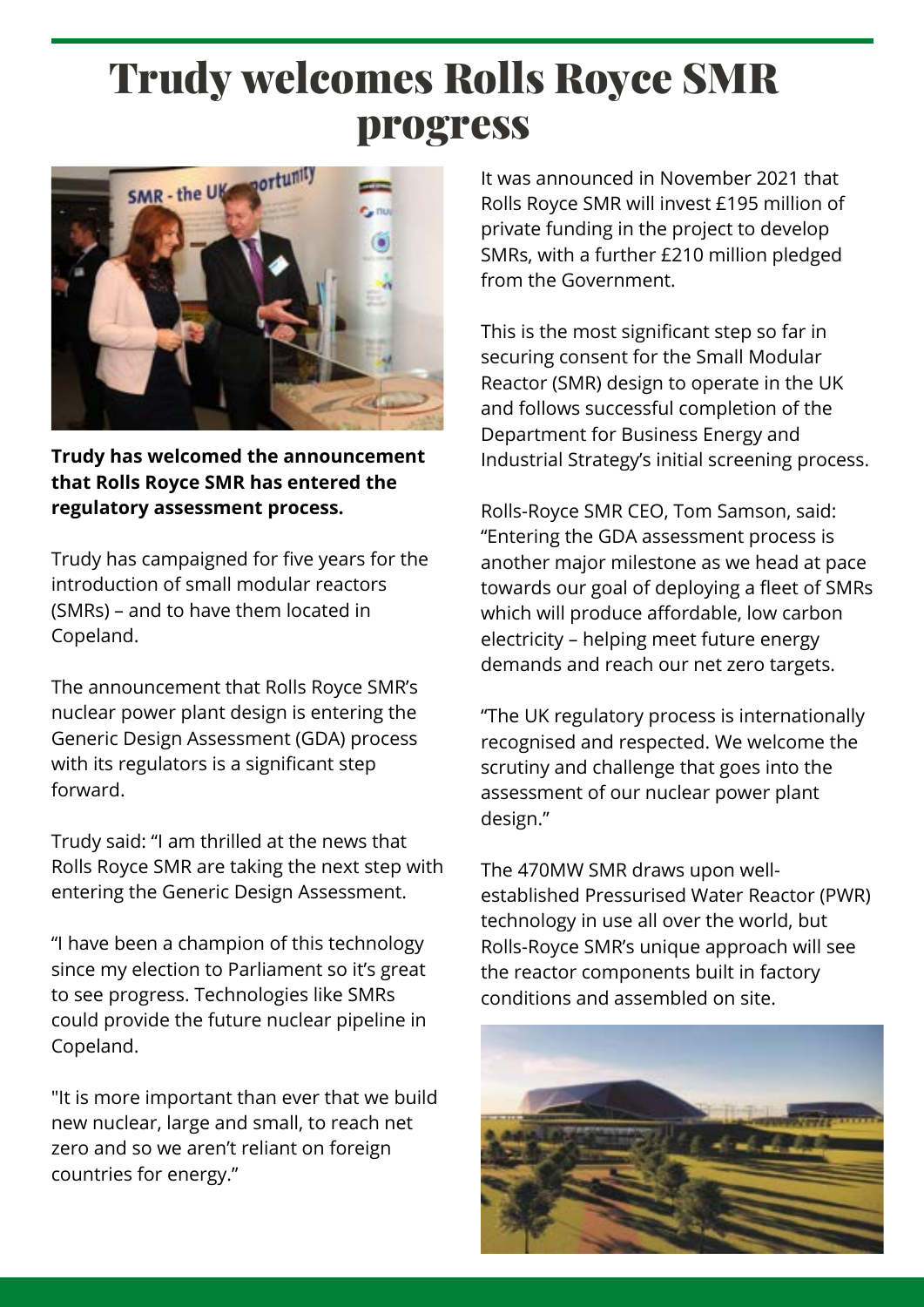# Trudy welcomes Rolls Royce SMR progress

**Trudy has welcomed the announcement that Rolls Royce SMR has entered the regulatory assessment process.**

Trudy has campaigned for five years for the introduction of small modular reactors (SMRs) – and to have them located in Copeland.

The announcement that Rolls Royce SMR's nuclear power plant design is entering the Generic Design Assessment (GDA) process with its regulators is a significant step forward.

Trudy said: "I am thrilled at the news that Rolls Royce SMR are taking the next step with entering the Generic Design Assessment.

"I have been a champion of this technology since my election to Parliament so it's great to see progress. Technologies like SMRs could provide the future nuclear pipeline in Copeland.

"It is more important than ever that we build new nuclear, large and small, to reach net zero and so we aren't reliant on foreign countries for energy."

It was announced in November 2021 that Rolls Royce SMR will invest £195 million of private funding in the project to develop SMRs, with a further £210 million pledged from the Government.

This is the most significant step so far in securing consent for the Small Modular Reactor (SMR) design to operate in the UK and follows successful completion of the Department for Business Energy and Industrial Strategy's initial screening process.

Rolls-Royce SMR CEO, Tom Samson, said: "Entering the GDA assessment process is another major milestone as we head at pace towards our goal of deploying a fleet of SMRs which will produce affordable, low carbon electricity – helping meet future energy demands and reach our net zero targets.

"The UK regulatory process is internationally recognised and respected. We welcome the scrutiny and challenge that goes into the assessment of our nuclear power plant design."

The 470MW SMR draws upon well-established Pressurised Water Reactor (PWR) technology in use all over the world, but Rolls-Royce SMR's unique approach will see the reactor components built in factory conditions and assembled on site.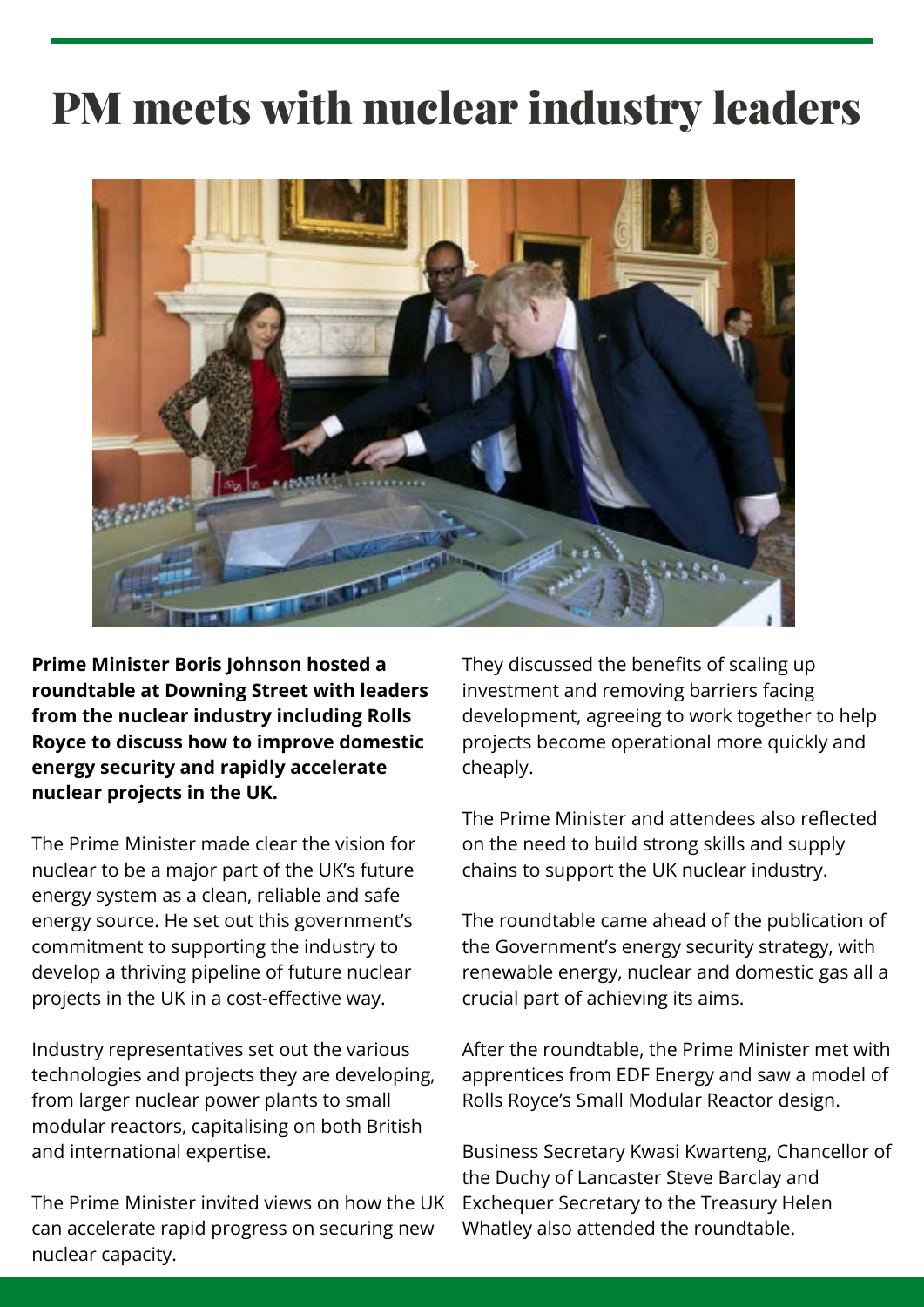# PM meets with nuclear industry leaders

**Prime Minister Boris Johnson hosted a roundtable at Downing Street with leaders from the nuclear industry including Rolls Royce to discuss how to improve domestic energy security and rapidly accelerate nuclear projects in the UK.**

The Prime Minister made clear the vision for nuclear to be a major part of the UK's future energy system as a clean, reliable and safe energy source. He set out this government's commitment to supporting the industry to develop a thriving pipeline of future nuclear projects in the UK in a cost-effective way.

Industry representatives set out the various technologies and projects they are developing, from larger nuclear power plants to small modular reactors, capitalising on both British and international expertise.

The Prime Minister invited views on how the UK can accelerate rapid progress on securing new nuclear capacity.

They discussed the benefits of scaling up investment and removing barriers facing development, agreeing to work together to help projects become operational more quickly and cheaply.

The Prime Minister and attendees also reflected on the need to build strong skills and supply chains to support the UK nuclear industry.

The roundtable came ahead of the publication of the Government's energy security strategy, with renewable energy, nuclear and domestic gas all a crucial part of achieving its aims.

After the roundtable, the Prime Minister met with apprentices from EDF Energy and saw a model of Rolls Royce's Small Modular Reactor design.

Business Secretary Kwasi Kwarteng, Chancellor of the Duchy of Lancaster Steve Barclay and Exchequer Secretary to the Treasury Helen Whatley also attended the roundtable.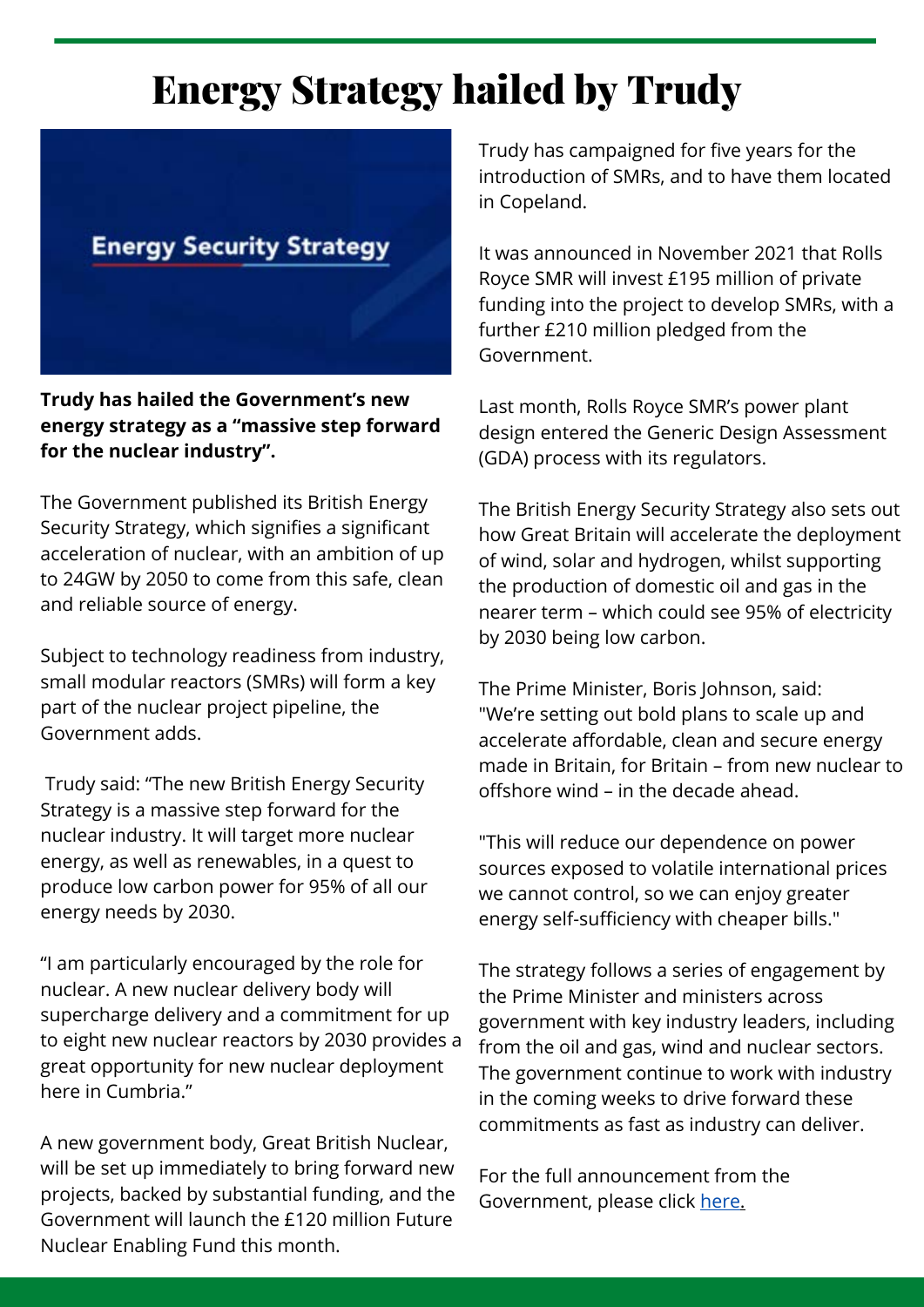# Energy Strategy hailed by Trudy

**Trudy has hailed the Government's new energy strategy as a "massive step forward for the nuclear industry".**

The Government published its British Energy Security Strategy, which signifies a significant acceleration of nuclear, with an ambition of up to 24GW by 2050 to come from this safe, clean and reliable source of energy.

Subject to technology readiness from industry, small modular reactors (SMRs) will form a key part of the nuclear project pipeline, the Government adds.

Trudy said: "The new British Energy Security Strategy is a massive step forward for the nuclear industry. It will target more nuclear energy, as well as renewables, in a quest to produce low carbon power for 95% of all our energy needs by 2030.

"I am particularly encouraged by the role for nuclear. A new nuclear delivery body will supercharge delivery and a commitment for up to eight new nuclear reactors by 2030 provides a great opportunity for new nuclear deployment here in Cumbria."

A new government body, Great British Nuclear, will be set up immediately to bring forward new projects, backed by substantial funding, and the Government will launch the £120 million Future Nuclear Enabling Fund this month.

Trudy has campaigned for five years for the introduction of SMRs, and to have them located in Copeland.

It was announced in November 2021 that Rolls Royce SMR will invest £195 million of private funding into the project to develop SMRs, with a further £210 million pledged from the Government.

Last month, Rolls Royce SMR's power plant design entered the Generic Design Assessment (GDA) process with its regulators.

The British Energy Security Strategy also sets out how Great Britain will accelerate the deployment of wind, solar and hydrogen, whilst supporting the production of domestic oil and gas in the nearer term – which could see 95% of electricity by 2030 being low carbon.

The Prime Minister, Boris Johnson, said: "We're setting out bold plans to scale up and accelerate affordable, clean and secure energy made in Britain, for Britain – from new nuclear to offshore wind – in the decade ahead.

"This will reduce our dependence on power sources exposed to volatile international prices we cannot control, so we can enjoy greater energy self-sufficiency with cheaper bills."

The strategy follows a series of engagement by the Prime Minister and ministers across government with key industry leaders, including from the oil and gas, wind and nuclear sectors. The government continue to work with industry in the coming weeks to drive forward these commitments as fast as industry can deliver.

For the full announcement from the Government, please click here.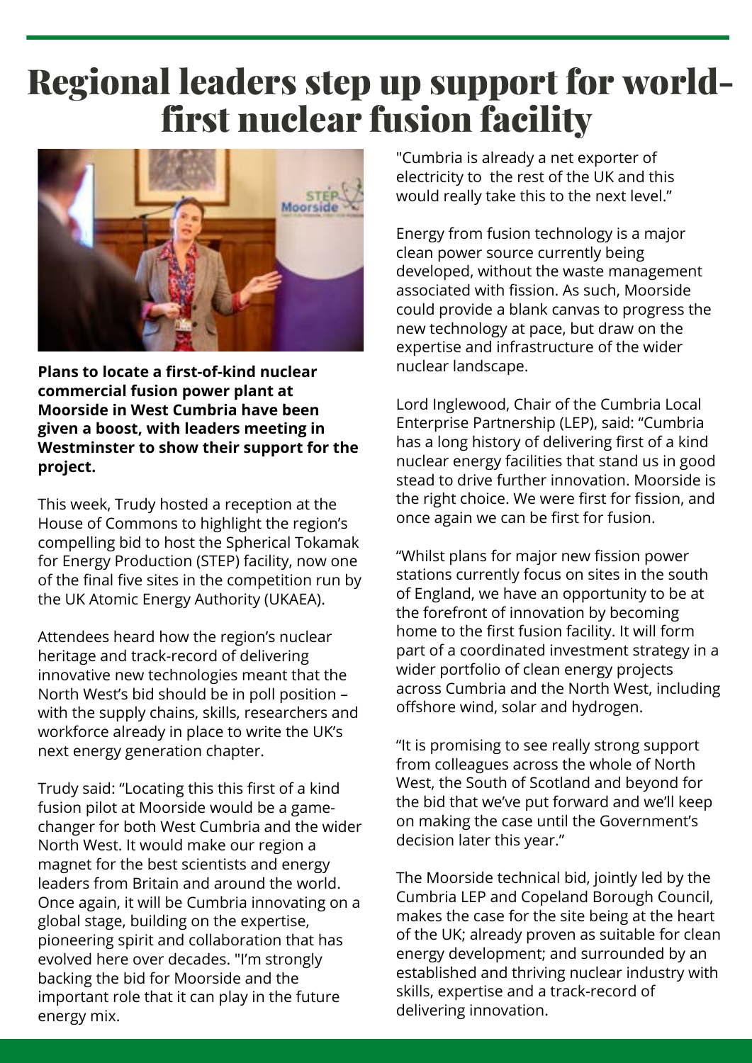# Regional leaders step up support for world-first nuclear fusion facility

**Plans to locate a first-of-kind nuclear commercial fusion power plant at Moorside in West Cumbria have been given a boost, with leaders meeting in Westminster to show their support for the project.**

This week, Trudy hosted a reception at the House of Commons to highlight the region's compelling bid to host the Spherical Tokamak for Energy Production (STEP) facility, now one of the final five sites in the competition run by the UK Atomic Energy Authority (UKAEA).

Attendees heard how the region's nuclear heritage and track-record of delivering innovative new technologies meant that the North West's bid should be in poll position – with the supply chains, skills, researchers and workforce already in place to write the UK's next energy generation chapter.

Trudy said: "Locating this this first of a kind fusion pilot at Moorside would be a game-changer for both West Cumbria and the wider North West. It would make our region a magnet for the best scientists and energy leaders from Britain and around the world. Once again, it will be Cumbria innovating on a global stage, building on the expertise, pioneering spirit and collaboration that has evolved here over decades. "I'm strongly backing the bid for Moorside and the important role that it can play in the future energy mix.

"Cumbria is already a net exporter of electricity to the rest of the UK and this would really take this to the next level."

Energy from fusion technology is a major clean power source currently being developed, without the waste management associated with fission. As such, Moorside could provide a blank canvas to progress the new technology at pace, but draw on the expertise and infrastructure of the wider nuclear landscape.

Lord Inglewood, Chair of the Cumbria Local Enterprise Partnership (LEP), said: "Cumbria has a long history of delivering first of a kind nuclear energy facilities that stand us in good stead to drive further innovation. Moorside is the right choice. We were first for fission, and once again we can be first for fusion.

"Whilst plans for major new fission power stations currently focus on sites in the south of England, we have an opportunity to be at the forefront of innovation by becoming home to the first fusion facility. It will form part of a coordinated investment strategy in a wider portfolio of clean energy projects across Cumbria and the North West, including offshore wind, solar and hydrogen.

"It is promising to see really strong support from colleagues across the whole of North West, the South of Scotland and beyond for the bid that we've put forward and we'll keep on making the case until the Government's decision later this year."

The Moorside technical bid, jointly led by the Cumbria LEP and Copeland Borough Council, makes the case for the site being at the heart of the UK; already proven as suitable for clean energy development; and surrounded by an established and thriving nuclear industry with skills, expertise and a track-record of delivering innovation.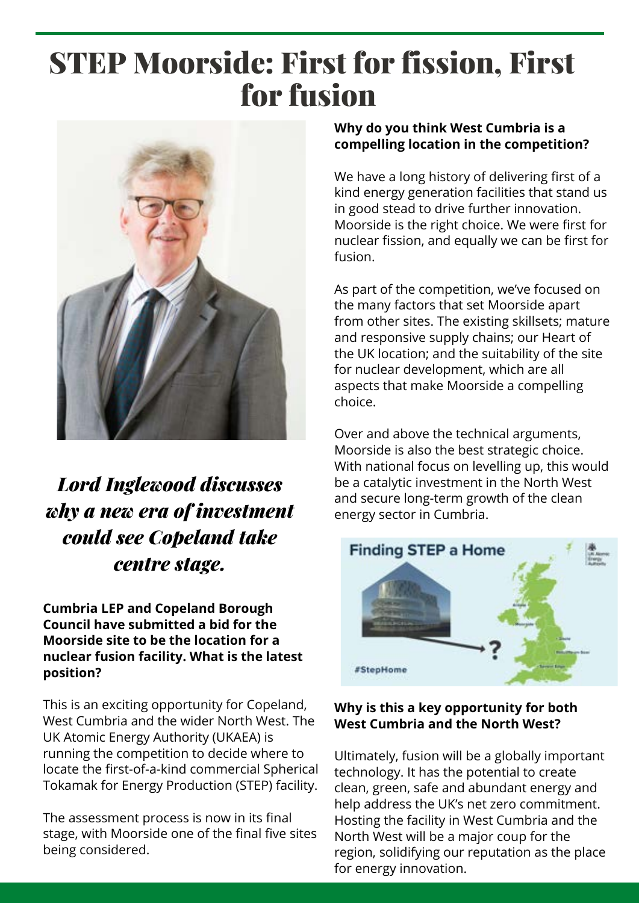# STEP Moorside: First for fission, First for fusion

*Lord Inglewood discusses why a new era of investment could see Copeland take centre stage.*

**Cumbria LEP and Copeland Borough Council have submitted a bid for the Moorside site to be the location for a nuclear fusion facility. What is the latest position?**

This is an exciting opportunity for Copeland, West Cumbria and the wider North West. The UK Atomic Energy Authority (UKAEA) is running the competition to decide where to locate the first-of-a-kind commercial Spherical Tokamak for Energy Production (STEP) facility.

The assessment process is now in its final stage, with Moorside one of the final five sites being considered.

**Why do you think West Cumbria is a compelling location in the competition?**

We have a long history of delivering first of a kind energy generation facilities that stand us in good stead to drive further innovation. Moorside is the right choice. We were first for nuclear fission, and equally we can be first for fusion.

As part of the competition, we've focused on the many factors that set Moorside apart from other sites. The existing skillsets; mature and responsive supply chains; our Heart of the UK location; and the suitability of the site for nuclear development, which are all aspects that make Moorside a compelling choice.

Over and above the technical arguments, Moorside is also the best strategic choice. With national focus on levelling up, this would be a catalytic investment in the North West and secure long-term growth of the clean energy sector in Cumbria.

**Why is this a key opportunity for both West Cumbria and the North West?**

Ultimately, fusion will be a globally important technology. It has the potential to create clean, green, safe and abundant energy and help address the UK's net zero commitment. Hosting the facility in West Cumbria and the North West will be a major coup for the region, solidifying our reputation as the place for energy innovation.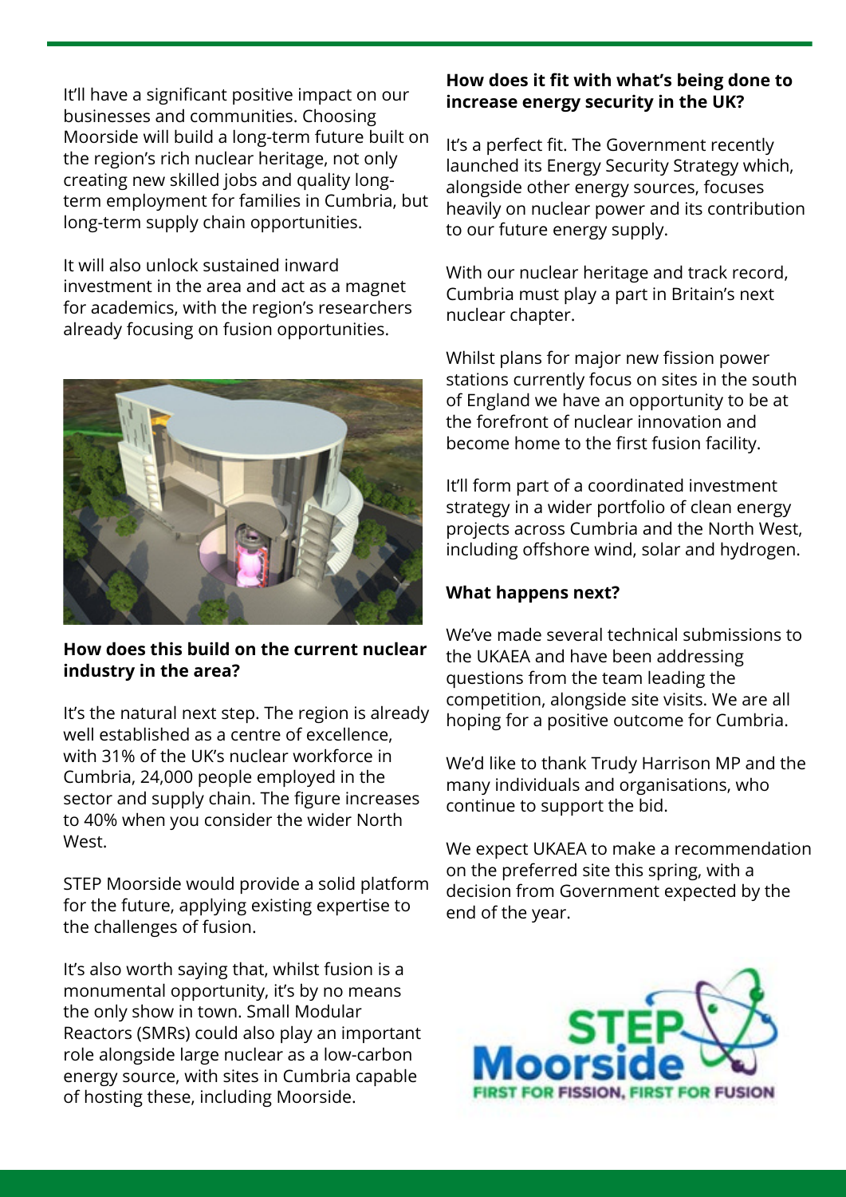It'll have a significant positive impact on our businesses and communities. Choosing Moorside will build a long-term future built on the region's rich nuclear heritage, not only creating new skilled jobs and quality long-term employment for families in Cumbria, but long-term supply chain opportunities.

It will also unlock sustained inward investment in the area and act as a magnet for academics, with the region's researchers already focusing on fusion opportunities.

**How does this build on the current nuclear industry in the area?**

It's the natural next step. The region is already well established as a centre of excellence, with 31% of the UK's nuclear workforce in Cumbria, 24,000 people employed in the sector and supply chain. The figure increases to 40% when you consider the wider North West.

STEP Moorside would provide a solid platform for the future, applying existing expertise to the challenges of fusion.

It's also worth saying that, whilst fusion is a monumental opportunity, it's by no means the only show in town. Small Modular Reactors (SMRs) could also play an important role alongside large nuclear as a low-carbon energy source, with sites in Cumbria capable of hosting these, including Moorside.

**How does it fit with what's being done to increase energy security in the UK?**

It's a perfect fit. The Government recently launched its Energy Security Strategy which, alongside other energy sources, focuses heavily on nuclear power and its contribution to our future energy supply.

With our nuclear heritage and track record, Cumbria must play a part in Britain's next nuclear chapter.

Whilst plans for major new fission power stations currently focus on sites in the south of England we have an opportunity to be at the forefront of nuclear innovation and become home to the first fusion facility.

It'll form part of a coordinated investment strategy in a wider portfolio of clean energy projects across Cumbria and the North West, including offshore wind, solar and hydrogen.

**What happens next?**

We've made several technical submissions to the UKAEA and have been addressing questions from the team leading the competition, alongside site visits. We are all hoping for a positive outcome for Cumbria.

We'd like to thank Trudy Harrison MP and the many individuals and organisations, who continue to support the bid.

We expect UKAEA to make a recommendation on the preferred site this spring, with a decision from Government expected by the end of the year.

STEP Moorside
FIRST FOR FISSION, FIRST FOR FUSION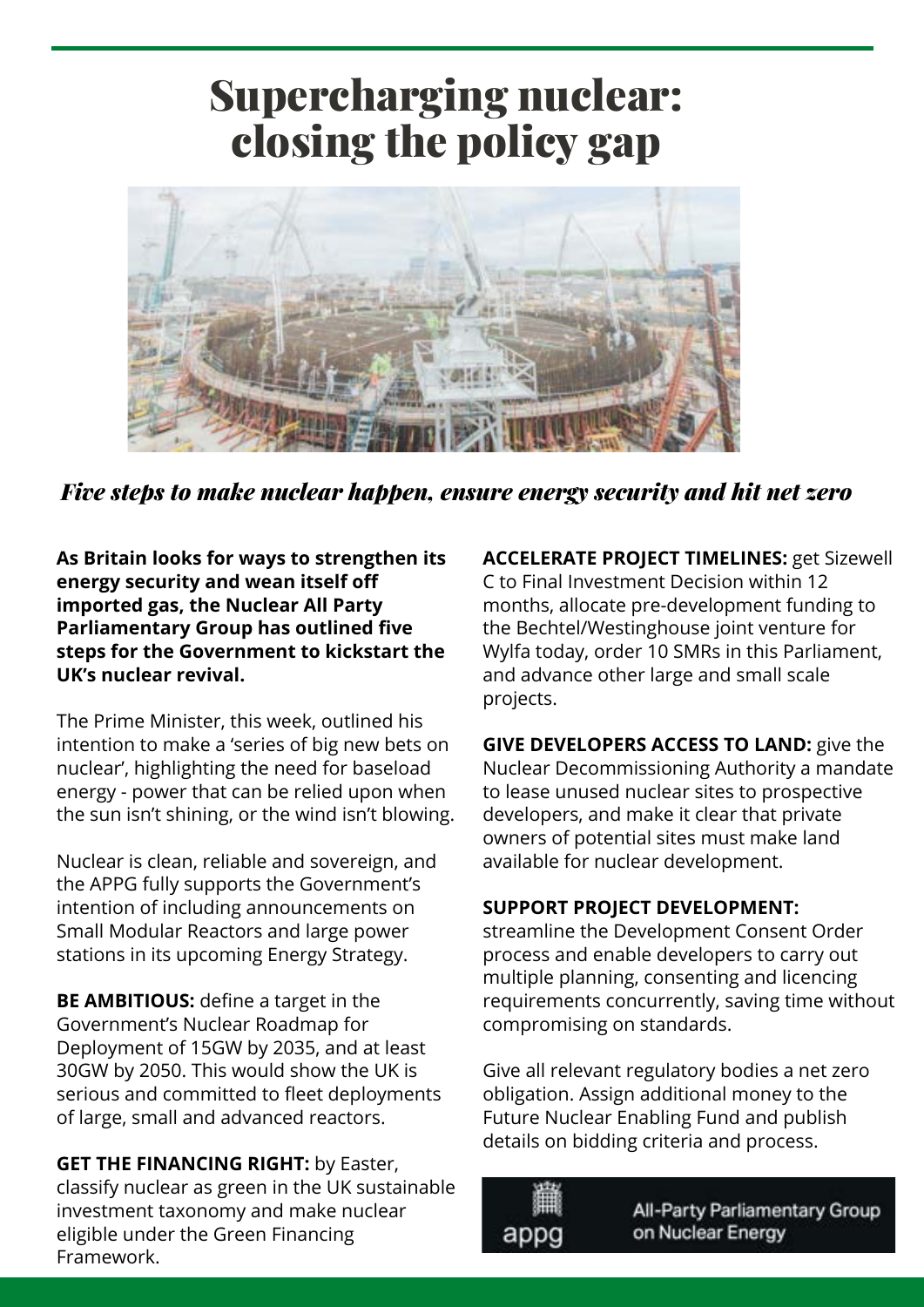# Supercharging nuclear: closing the policy gap

*Five steps to make nuclear happen, ensure energy security and hit net zero*

**As Britain looks for ways to strengthen its energy security and wean itself off imported gas, the Nuclear All Party Parliamentary Group has outlined five steps for the Government to kickstart the UK's nuclear revival.**

The Prime Minister, this week, outlined his intention to make a 'series of big new bets on nuclear', highlighting the need for baseload energy - power that can be relied upon when the sun isn't shining, or the wind isn't blowing.

Nuclear is clean, reliable and sovereign, and the APPG fully supports the Government's intention of including announcements on Small Modular Reactors and large power stations in its upcoming Energy Strategy.

**BE AMBITIOUS:** define a target in the Government's Nuclear Roadmap for Deployment of 15GW by 2035, and at least 30GW by 2050. This would show the UK is serious and committed to fleet deployments of large, small and advanced reactors.

**GET THE FINANCING RIGHT:** by Easter, classify nuclear as green in the UK sustainable investment taxonomy and make nuclear eligible under the Green Financing Framework.

**ACCELERATE PROJECT TIMELINES:** get Sizewell C to Final Investment Decision within 12 months, allocate pre-development funding to the Bechtel/Westinghouse joint venture for Wylfa today, order 10 SMRs in this Parliament, and advance other large and small scale projects.

**GIVE DEVELOPERS ACCESS TO LAND:** give the Nuclear Decommissioning Authority a mandate to lease unused nuclear sites to prospective developers, and make it clear that private owners of potential sites must make land available for nuclear development.

**SUPPORT PROJECT DEVELOPMENT:** streamline the Development Consent Order process and enable developers to carry out multiple planning, consenting and licencing requirements concurrently, saving time without compromising on standards.

Give all relevant regulatory bodies a net zero obligation. Assign additional money to the Future Nuclear Enabling Fund and publish details on bidding criteria and process.

appg — All-Party Parliamentary Group on Nuclear Energy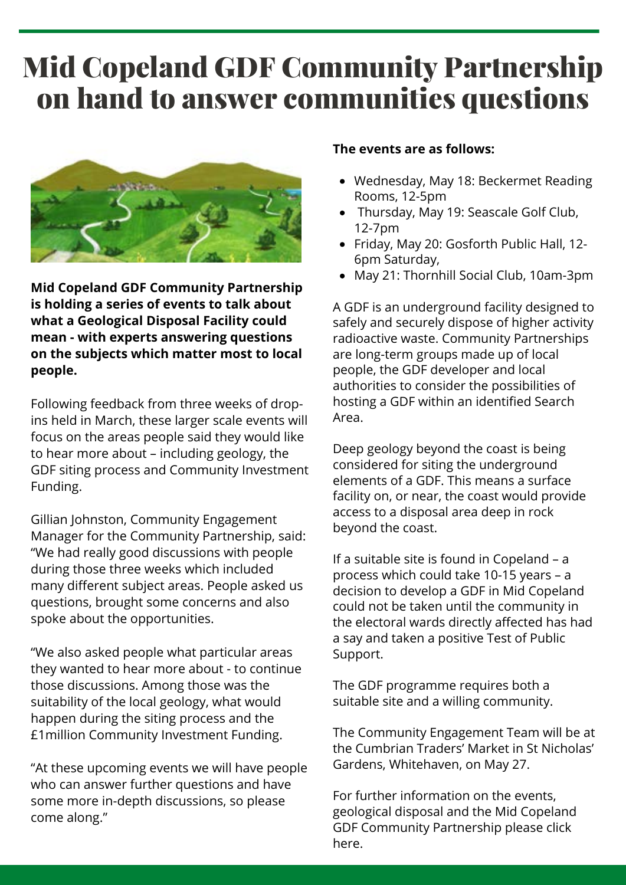# Mid Copeland GDF Community Partnership on hand to answer communities questions

**Mid Copeland GDF Community Partnership is holding a series of events to talk about what a Geological Disposal Facility could mean - with experts answering questions on the subjects which matter most to local people.**

Following feedback from three weeks of drop-ins held in March, these larger scale events will focus on the areas people said they would like to hear more about – including geology, the GDF siting process and Community Investment Funding.

Gillian Johnston, Community Engagement Manager for the Community Partnership, said: "We had really good discussions with people during those three weeks which included many different subject areas. People asked us questions, brought some concerns and also spoke about the opportunities.

"We also asked people what particular areas they wanted to hear more about - to continue those discussions. Among those was the suitability of the local geology, what would happen during the siting process and the £1million Community Investment Funding.

"At these upcoming events we will have people who can answer further questions and have some more in-depth discussions, so please come along."

**The events are as follows:**

- Wednesday, May 18: Beckermet Reading Rooms, 12-5pm
- Thursday, May 19: Seascale Golf Club, 12-7pm
- Friday, May 20: Gosforth Public Hall, 12-6pm Saturday,
- May 21: Thornhill Social Club, 10am-3pm

A GDF is an underground facility designed to safely and securely dispose of higher activity radioactive waste. Community Partnerships are long-term groups made up of local people, the GDF developer and local authorities to consider the possibilities of hosting a GDF within an identified Search Area.

Deep geology beyond the coast is being considered for siting the underground elements of a GDF. This means a surface facility on, or near, the coast would provide access to a disposal area deep in rock beyond the coast.

If a suitable site is found in Copeland – a process which could take 10-15 years – a decision to develop a GDF in Mid Copeland could not be taken until the community in the electoral wards directly affected has had a say and taken a positive Test of Public Support.

The GDF programme requires both a suitable site and a willing community.

The Community Engagement Team will be at the Cumbrian Traders' Market in St Nicholas' Gardens, Whitehaven, on May 27.

For further information on the events, geological disposal and the Mid Copeland GDF Community Partnership please click here.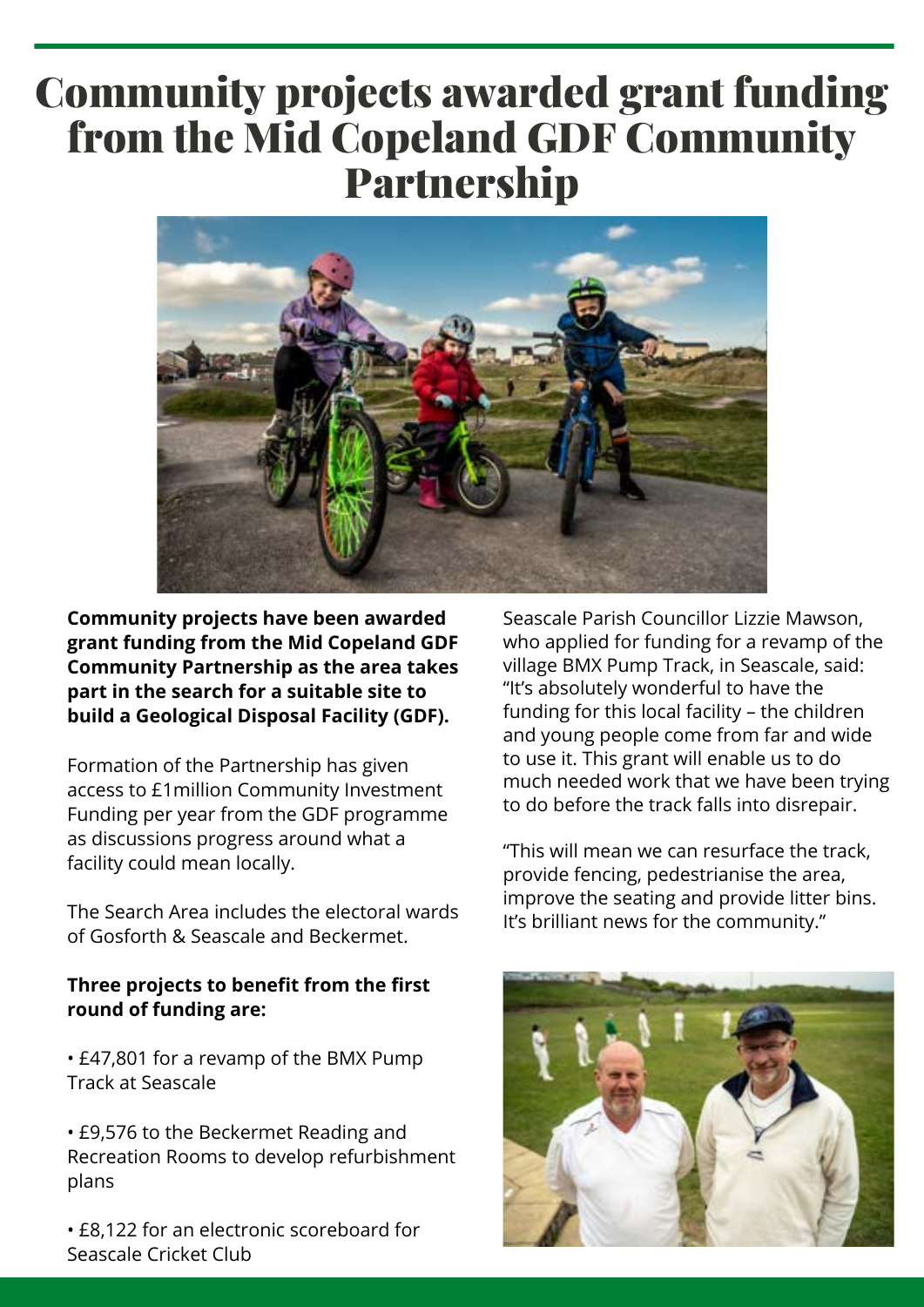# Community projects awarded grant funding from the Mid Copeland GDF Community Partnership

**Community projects have been awarded grant funding from the Mid Copeland GDF Community Partnership as the area takes part in the search for a suitable site to build a Geological Disposal Facility (GDF).**

Formation of the Partnership has given access to £1million Community Investment Funding per year from the GDF programme as discussions progress around what a facility could mean locally.

The Search Area includes the electoral wards of Gosforth & Seascale and Beckermet.

**Three projects to benefit from the first round of funding are:**

- £47,801 for a revamp of the BMX Pump Track at Seascale
- £9,576 to the Beckermet Reading and Recreation Rooms to develop refurbishment plans
- £8,122 for an electronic scoreboard for Seascale Cricket Club

Seascale Parish Councillor Lizzie Mawson, who applied for funding for a revamp of the village BMX Pump Track, in Seascale, said: "It's absolutely wonderful to have the funding for this local facility – the children and young people come from far and wide to use it. This grant will enable us to do much needed work that we have been trying to do before the track falls into disrepair.

"This will mean we can resurface the track, provide fencing, pedestrianise the area, improve the seating and provide litter bins. It's brilliant news for the community."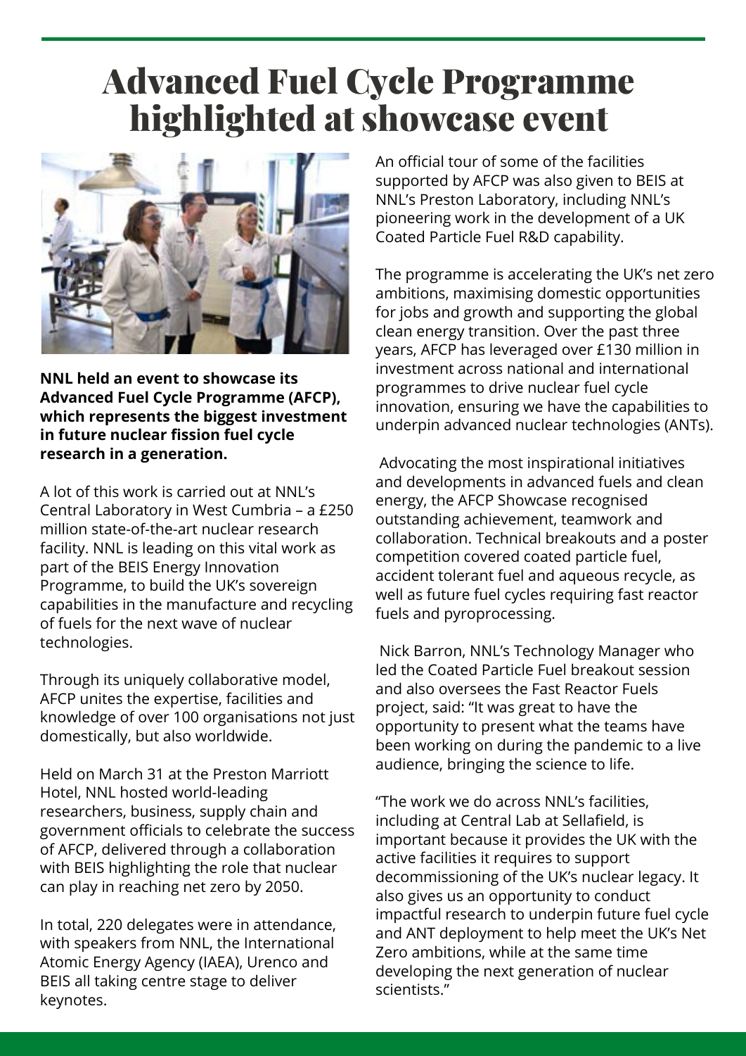# Advanced Fuel Cycle Programme highlighted at showcase event

**NNL held an event to showcase its Advanced Fuel Cycle Programme (AFCP), which represents the biggest investment in future nuclear fission fuel cycle research in a generation.**

A lot of this work is carried out at NNL's Central Laboratory in West Cumbria – a £250 million state-of-the-art nuclear research facility. NNL is leading on this vital work as part of the BEIS Energy Innovation Programme, to build the UK's sovereign capabilities in the manufacture and recycling of fuels for the next wave of nuclear technologies.

Through its uniquely collaborative model, AFCP unites the expertise, facilities and knowledge of over 100 organisations not just domestically, but also worldwide.

Held on March 31 at the Preston Marriott Hotel, NNL hosted world-leading researchers, business, supply chain and government officials to celebrate the success of AFCP, delivered through a collaboration with BEIS highlighting the role that nuclear can play in reaching net zero by 2050.

In total, 220 delegates were in attendance, with speakers from NNL, the International Atomic Energy Agency (IAEA), Urenco and BEIS all taking centre stage to deliver keynotes.

An official tour of some of the facilities supported by AFCP was also given to BEIS at NNL's Preston Laboratory, including NNL's pioneering work in the development of a UK Coated Particle Fuel R&D capability.

The programme is accelerating the UK's net zero ambitions, maximising domestic opportunities for jobs and growth and supporting the global clean energy transition. Over the past three years, AFCP has leveraged over £130 million in investment across national and international programmes to drive nuclear fuel cycle innovation, ensuring we have the capabilities to underpin advanced nuclear technologies (ANTs).

Advocating the most inspirational initiatives and developments in advanced fuels and clean energy, the AFCP Showcase recognised outstanding achievement, teamwork and collaboration. Technical breakouts and a poster competition covered coated particle fuel, accident tolerant fuel and aqueous recycle, as well as future fuel cycles requiring fast reactor fuels and pyroprocessing.

Nick Barron, NNL's Technology Manager who led the Coated Particle Fuel breakout session and also oversees the Fast Reactor Fuels project, said: "It was great to have the opportunity to present what the teams have been working on during the pandemic to a live audience, bringing the science to life.

"The work we do across NNL's facilities, including at Central Lab at Sellafield, is important because it provides the UK with the active facilities it requires to support decommissioning of the UK's nuclear legacy. It also gives us an opportunity to conduct impactful research to underpin future fuel cycle and ANT deployment to help meet the UK's Net Zero ambitions, while at the same time developing the next generation of nuclear scientists."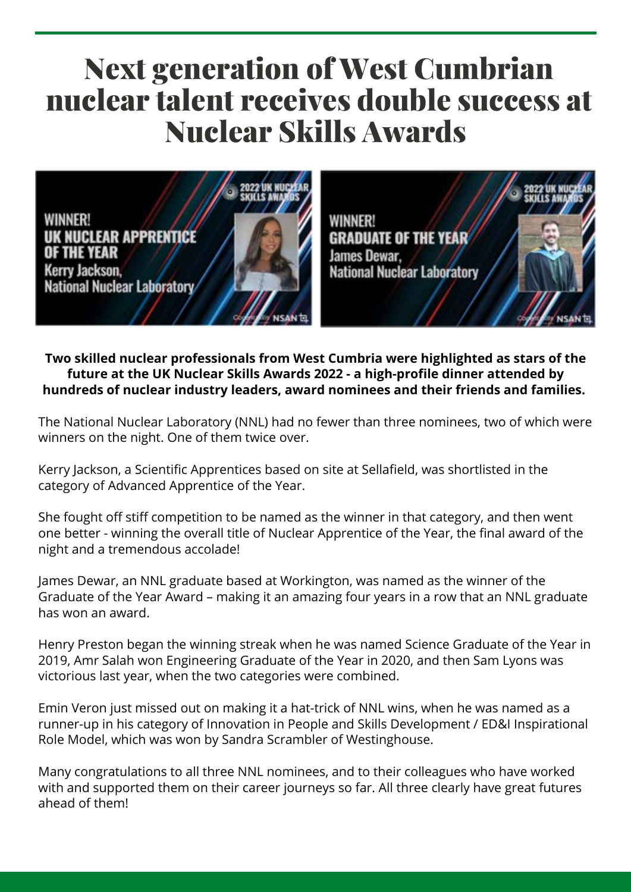# Next generation of West Cumbrian nuclear talent receives double success at Nuclear Skills Awards

WINNER!
UK NUCLEAR APPRENTICE OF THE YEAR
Kerry Jackson,
National Nuclear Laboratory

WINNER!
GRADUATE OF THE YEAR
James Dewar,
National Nuclear Laboratory

**Two skilled nuclear professionals from West Cumbria were highlighted as stars of the future at the UK Nuclear Skills Awards 2022 - a high-profile dinner attended by hundreds of nuclear industry leaders, award nominees and their friends and families.**

The National Nuclear Laboratory (NNL) had no fewer than three nominees, two of which were winners on the night. One of them twice over.

Kerry Jackson, a Scientific Apprentices based on site at Sellafield, was shortlisted in the category of Advanced Apprentice of the Year.

She fought off stiff competition to be named as the winner in that category, and then went one better - winning the overall title of Nuclear Apprentice of the Year, the final award of the night and a tremendous accolade!

James Dewar, an NNL graduate based at Workington, was named as the winner of the Graduate of the Year Award – making it an amazing four years in a row that an NNL graduate has won an award.

Henry Preston began the winning streak when he was named Science Graduate of the Year in 2019, Amr Salah won Engineering Graduate of the Year in 2020, and then Sam Lyons was victorious last year, when the two categories were combined.

Emin Veron just missed out on making it a hat-trick of NNL wins, when he was named as a runner-up in his category of Innovation in People and Skills Development / ED&I Inspirational Role Model, which was won by Sandra Scrambler of Westinghouse.

Many congratulations to all three NNL nominees, and to their colleagues who have worked with and supported them on their career journeys so far. All three clearly have great futures ahead of them!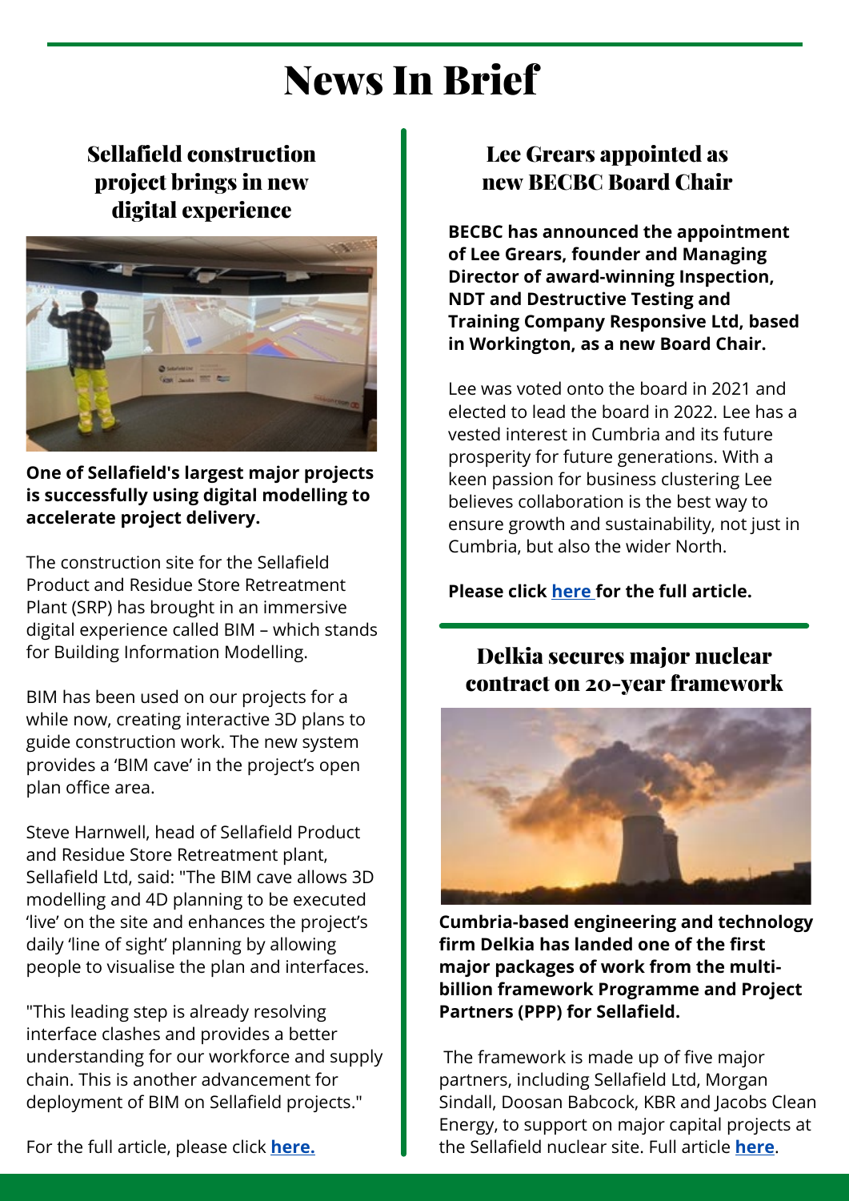# News In Brief

## Sellafield construction project brings in new digital experience

**One of Sellafield's largest major projects is successfully using digital modelling to accelerate project delivery.**

The construction site for the Sellafield Product and Residue Store Retreatment Plant (SRP) has brought in an immersive digital experience called BIM – which stands for Building Information Modelling.

BIM has been used on our projects for a while now, creating interactive 3D plans to guide construction work. The new system provides a 'BIM cave' in the project's open plan office area.

Steve Harnwell, head of Sellafield Product and Residue Store Retreatment plant, Sellafield Ltd, said: "The BIM cave allows 3D modelling and 4D planning to be executed 'live' on the site and enhances the project's daily 'line of sight' planning by allowing people to visualise the plan and interfaces.

"This leading step is already resolving interface clashes and provides a better understanding for our workforce and supply chain. This is another advancement for deployment of BIM on Sellafield projects."

For the full article, please click **here.**

## Lee Grears appointed as new BECBC Board Chair

**BECBC has announced the appointment of Lee Grears, founder and Managing Director of award-winning Inspection, NDT and Destructive Testing and Training Company Responsive Ltd, based in Workington, as a new Board Chair.**

Lee was voted onto the board in 2021 and elected to lead the board in 2022. Lee has a vested interest in Cumbria and its future prosperity for future generations. With a keen passion for business clustering Lee believes collaboration is the best way to ensure growth and sustainability, not just in Cumbria, but also the wider North.

**Please click here for the full article.**

## Delkia secures major nuclear contract on 20-year framework

**Cumbria-based engineering and technology firm Delkia has landed one of the first major packages of work from the multi-billion framework Programme and Project Partners (PPP) for Sellafield.**

The framework is made up of five major partners, including Sellafield Ltd, Morgan Sindall, Doosan Babcock, KBR and Jacobs Clean Energy, to support on major capital projects at the Sellafield nuclear site. Full article **here**.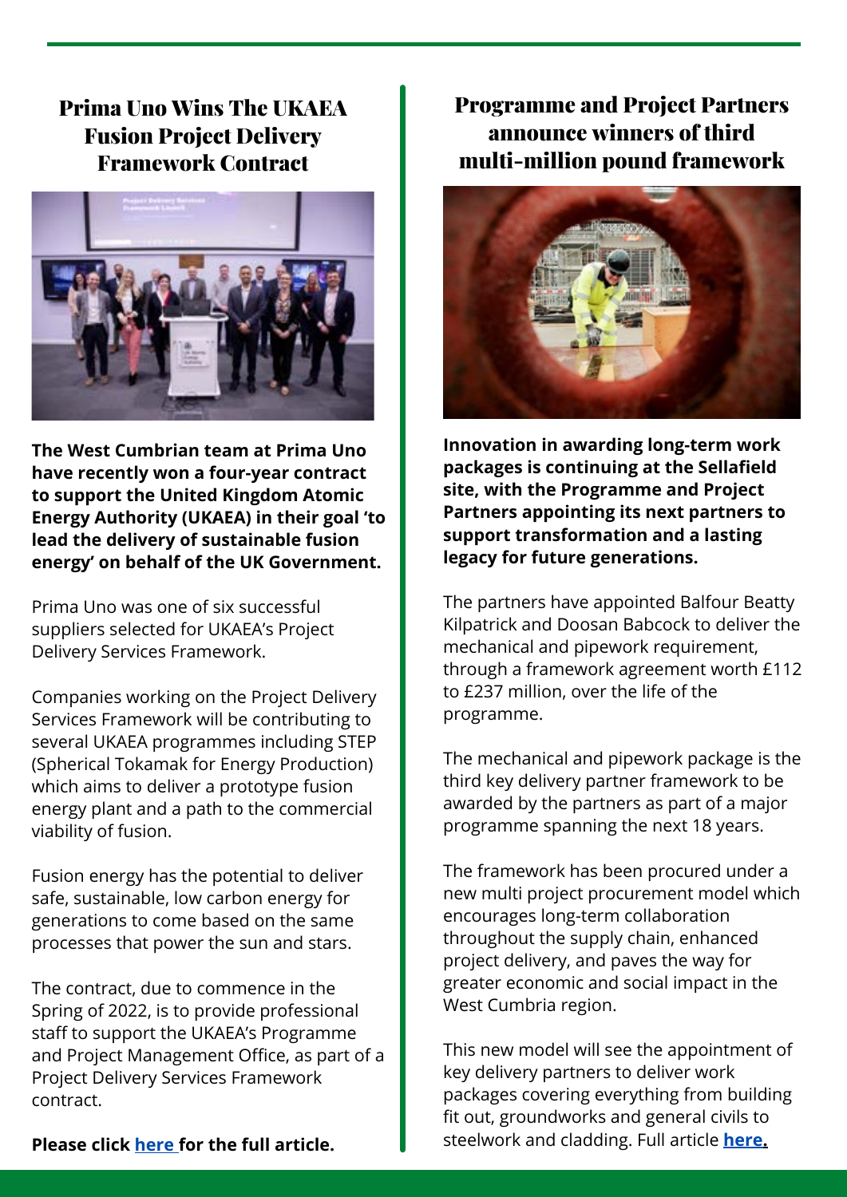## Prima Uno Wins The UKAEA Fusion Project Delivery Framework Contract

**The West Cumbrian team at Prima Uno have recently won a four-year contract to support the United Kingdom Atomic Energy Authority (UKAEA) in their goal 'to lead the delivery of sustainable fusion energy' on behalf of the UK Government.**

Prima Uno was one of six successful suppliers selected for UKAEA's Project Delivery Services Framework.

Companies working on the Project Delivery Services Framework will be contributing to several UKAEA programmes including STEP (Spherical Tokamak for Energy Production) which aims to deliver a prototype fusion energy plant and a path to the commercial viability of fusion.

Fusion energy has the potential to deliver safe, sustainable, low carbon energy for generations to come based on the same processes that power the sun and stars.

The contract, due to commence in the Spring of 2022, is to provide professional staff to support the UKAEA's Programme and Project Management Office, as part of a Project Delivery Services Framework contract.

**Please click here for the full article.**

## Programme and Project Partners announce winners of third multi-million pound framework

**Innovation in awarding long-term work packages is continuing at the Sellafield site, with the Programme and Project Partners appointing its next partners to support transformation and a lasting legacy for future generations.**

The partners have appointed Balfour Beatty Kilpatrick and Doosan Babcock to deliver the mechanical and pipework requirement, through a framework agreement worth £112 to £237 million, over the life of the programme.

The mechanical and pipework package is the third key delivery partner framework to be awarded by the partners as part of a major programme spanning the next 18 years.

The framework has been procured under a new multi project procurement model which encourages long-term collaboration throughout the supply chain, enhanced project delivery, and paves the way for greater economic and social impact in the West Cumbria region.

This new model will see the appointment of key delivery partners to deliver work packages covering everything from building fit out, groundworks and general civils to steelwork and cladding. Full article **here.**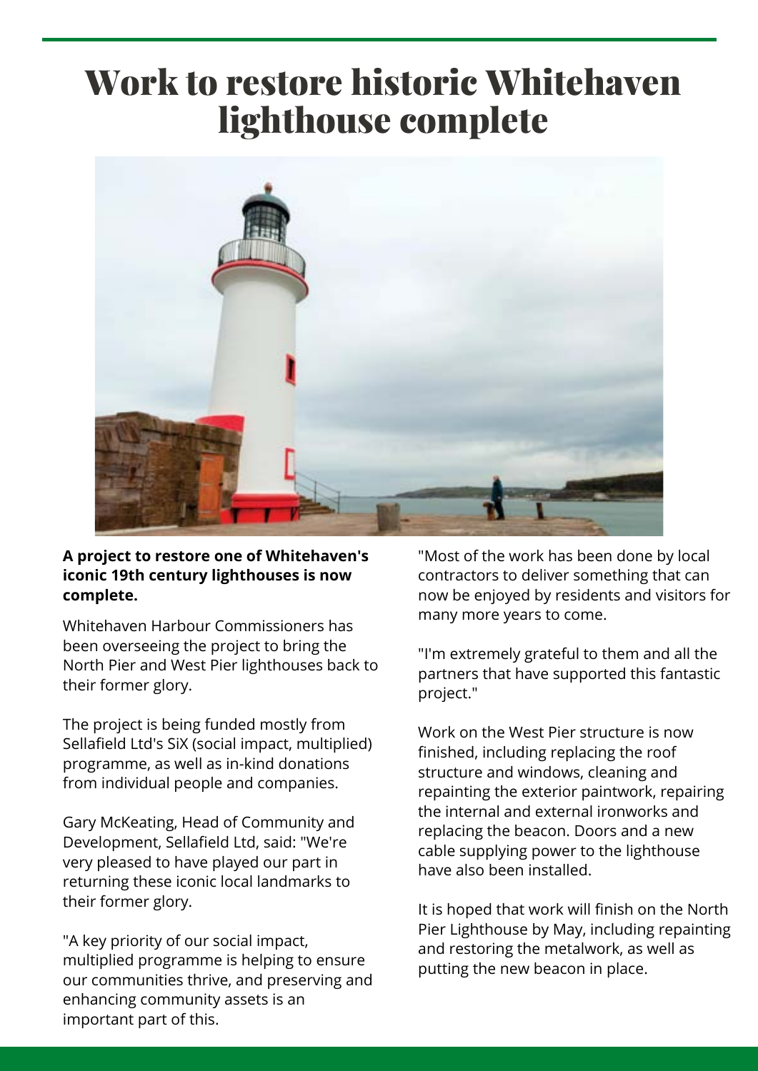# Work to restore historic Whitehaven lighthouse complete

**A project to restore one of Whitehaven's iconic 19th century lighthouses is now complete.**

Whitehaven Harbour Commissioners has been overseeing the project to bring the North Pier and West Pier lighthouses back to their former glory.

The project is being funded mostly from Sellafield Ltd's SiX (social impact, multiplied) programme, as well as in-kind donations from individual people and companies.

Gary McKeating, Head of Community and Development, Sellafield Ltd, said: "We're very pleased to have played our part in returning these iconic local landmarks to their former glory.

"A key priority of our social impact, multiplied programme is helping to ensure our communities thrive, and preserving and enhancing community assets is an important part of this.

"Most of the work has been done by local contractors to deliver something that can now be enjoyed by residents and visitors for many more years to come.

"I'm extremely grateful to them and all the partners that have supported this fantastic project."

Work on the West Pier structure is now finished, including replacing the roof structure and windows, cleaning and repainting the exterior paintwork, repairing the internal and external ironworks and replacing the beacon. Doors and a new cable supplying power to the lighthouse have also been installed.

It is hoped that work will finish on the North Pier Lighthouse by May, including repainting and restoring the metalwork, as well as putting the new beacon in place.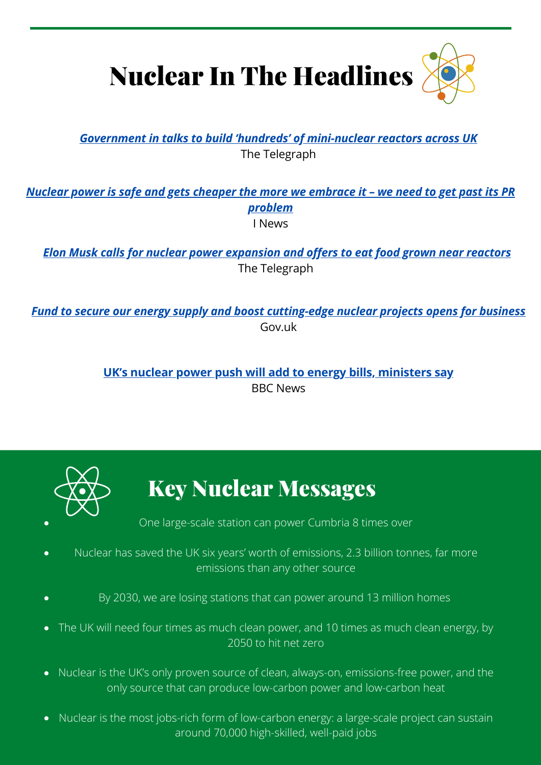# Nuclear In The Headlines

***Government in talks to build 'hundreds' of mini-nuclear reactors across UK***
The Telegraph

***Nuclear power is safe and gets cheaper the more we embrace it – we need to get past its PR problem***
I News

***Elon Musk calls for nuclear power expansion and offers to eat food grown near reactors***
The Telegraph

***Fund to secure our energy supply and boost cutting-edge nuclear projects opens for business***
Gov.uk

**UK's nuclear power push will add to energy bills, ministers say**
BBC News

# Key Nuclear Messages

- One large-scale station can power Cumbria 8 times over
- Nuclear has saved the UK six years' worth of emissions, 2.3 billion tonnes, far more emissions than any other source
- By 2030, we are losing stations that can power around 13 million homes
- The UK will need four times as much clean power, and 10 times as much clean energy, by 2050 to hit net zero
- Nuclear is the UK's only proven source of clean, always-on, emissions-free power, and the only source that can produce low-carbon power and low-carbon heat
- Nuclear is the most jobs-rich form of low-carbon energy: a large-scale project can sustain around 70,000 high-skilled, well-paid jobs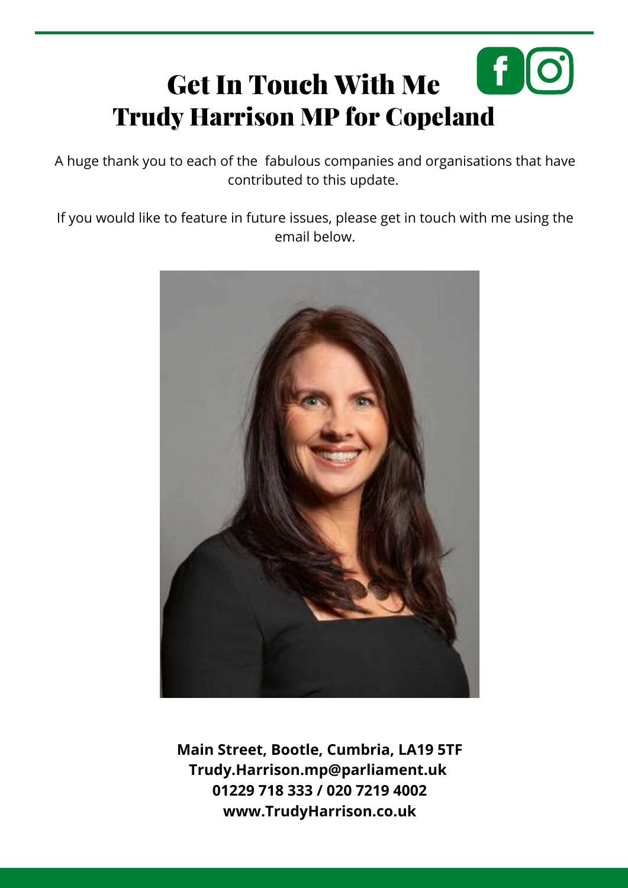# Get In Touch With Me
# Trudy Harrison MP for Copeland

A huge thank you to each of the fabulous companies and organisations that have contributed to this update.

If you would like to feature in future issues, please get in touch with me using the email below.

**Main Street, Bootle, Cumbria, LA19 5TF**
**Trudy.Harrison.mp@parliament.uk**
**01229 718 333 / 020 7219 4002**
**www.TrudyHarrison.co.uk**